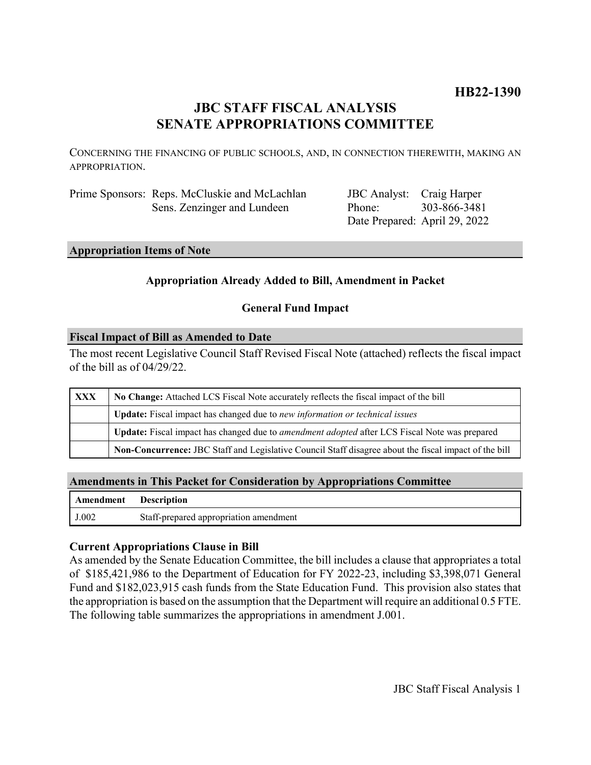**HB22-1390**

# JBC STAFF FISCAL ANALYSIS
# SENATE APPROPRIATIONS COMMITTEE

CONCERNING THE FINANCING OF PUBLIC SCHOOLS, AND, IN CONNECTION THEREWITH, MAKING AN APPROPRIATION.

| | | | |
|---|---|---|---|
| Prime Sponsors: | Reps. McCluskie and McLachlan<br>Sens. Zenzinger and Lundeen | JBC Analyst:<br>Phone:<br>Date Prepared: | Craig Harper<br>303-866-3481<br>April 29, 2022 |

## Appropriation Items of Note

**Appropriation Already Added to Bill, Amendment in Packet**

**General Fund Impact**

## Fiscal Impact of Bill as Amended to Date

The most recent Legislative Council Staff Revised Fiscal Note (attached) reflects the fiscal impact of the bill as of 04/29/22.

| | |
|---|---|
| XXX | **No Change:** Attached LCS Fiscal Note accurately reflects the fiscal impact of the bill |
| | **Update:** Fiscal impact has changed due to *new information or technical issues* |
| | **Update:** Fiscal impact has changed due to *amendment adopted* after LCS Fiscal Note was prepared |
| | **Non-Concurrence:** JBC Staff and Legislative Council Staff disagree about the fiscal impact of the bill |

## Amendments in This Packet for Consideration by Appropriations Committee

| Amendment | Description |
|---|---|
| J.002 | Staff-prepared appropriation amendment |

### Current Appropriations Clause in Bill

As amended by the Senate Education Committee, the bill includes a clause that appropriates a total of $185,421,986 to the Department of Education for FY 2022-23, including $3,398,071 General Fund and $182,023,915 cash funds from the State Education Fund. This provision also states that the appropriation is based on the assumption that the Department will require an additional 0.5 FTE. The following table summarizes the appropriations in amendment J.001.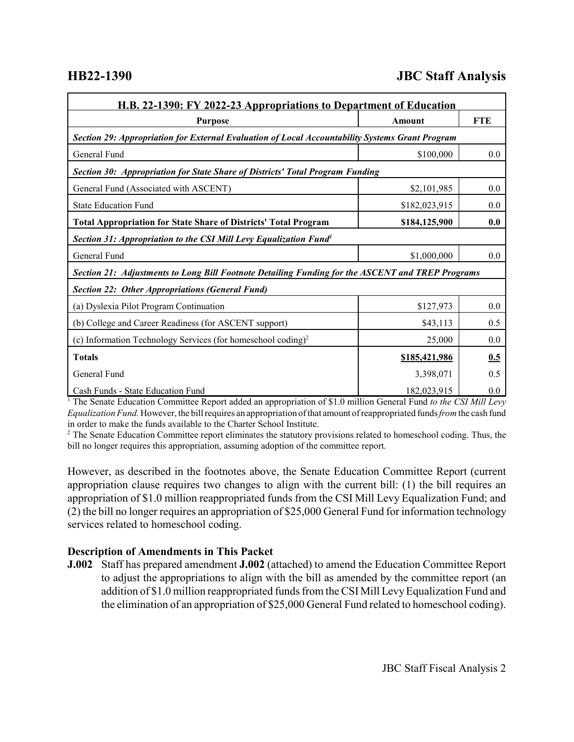| H.B. 22-1390: FY 2022-23 Appropriations to Department of Education | | |
|---|---|---|
| **Purpose** | **Amount** | **FTE** |
| ***Section 29: Appropriation for External Evaluation of Local Accountability Systems Grant Program*** | | |
| General Fund | $100,000 | 0.0 |
| ***Section 30: Appropriation for State Share of Districts' Total Program Funding*** | | |
| General Fund (Associated with ASCENT) | $2,101,985 | 0.0 |
| State Education Fund | $182,023,915 | 0.0 |
| **Total Appropriation for State Share of Districts' Total Program** | **$184,125,900** | **0.0** |
| ***Section 31: Appropriation to the CSI Mill Levy Equalization Fund***[1] | | |
| General Fund | $1,000,000 | 0.0 |
| ***Section 21: Adjustments to Long Bill Footnote Detailing Funding for the ASCENT and TREP Programs*** | | |
| ***Section 22: Other Appropriations (General Fund)*** | | |
| (a) Dyslexia Pilot Program Continuation | $127,973 | 0.0 |
| (b) College and Career Readiness (for ASCENT support) | $43,113 | 0.5 |
| (c) Information Technology Services (for homeschool coding)[2] | 25,000 | 0.0 |
| **Totals** | **$185,421,986** | **0.5** |
| General Fund | 3,398,071 | 0.5 |
| Cash Funds - State Education Fund | 182,023,915 | 0.0 |

[1] The Senate Education Committee Report added an appropriation of $1.0 million General Fund *to the CSI Mill Levy Equalization Fund.* However, the bill requires an appropriation of that amount of reappropriated funds *from* the cash fund in order to make the funds available to the Charter School Institute.

[2] The Senate Education Committee report eliminates the statutory provisions related to homeschool coding. Thus, the bill no longer requires this appropriation, assuming adoption of the committee report.

However, as described in the footnotes above, the Senate Education Committee Report (current appropriation clause requires two changes to align with the current bill: (1) the bill requires an appropriation of $1.0 million reappropriated funds from the CSI Mill Levy Equalization Fund; and (2) the bill no longer requires an appropriation of $25,000 General Fund for information technology services related to homeschool coding.

### Description of Amendments in This Packet

**J.002** Staff has prepared amendment **J.002** (attached) to amend the Education Committee Report to adjust the appropriations to align with the bill as amended by the committee report (an addition of $1.0 million reappropriated funds from the CSI Mill Levy Equalization Fund and the elimination of an appropriation of $25,000 General Fund related to homeschool coding).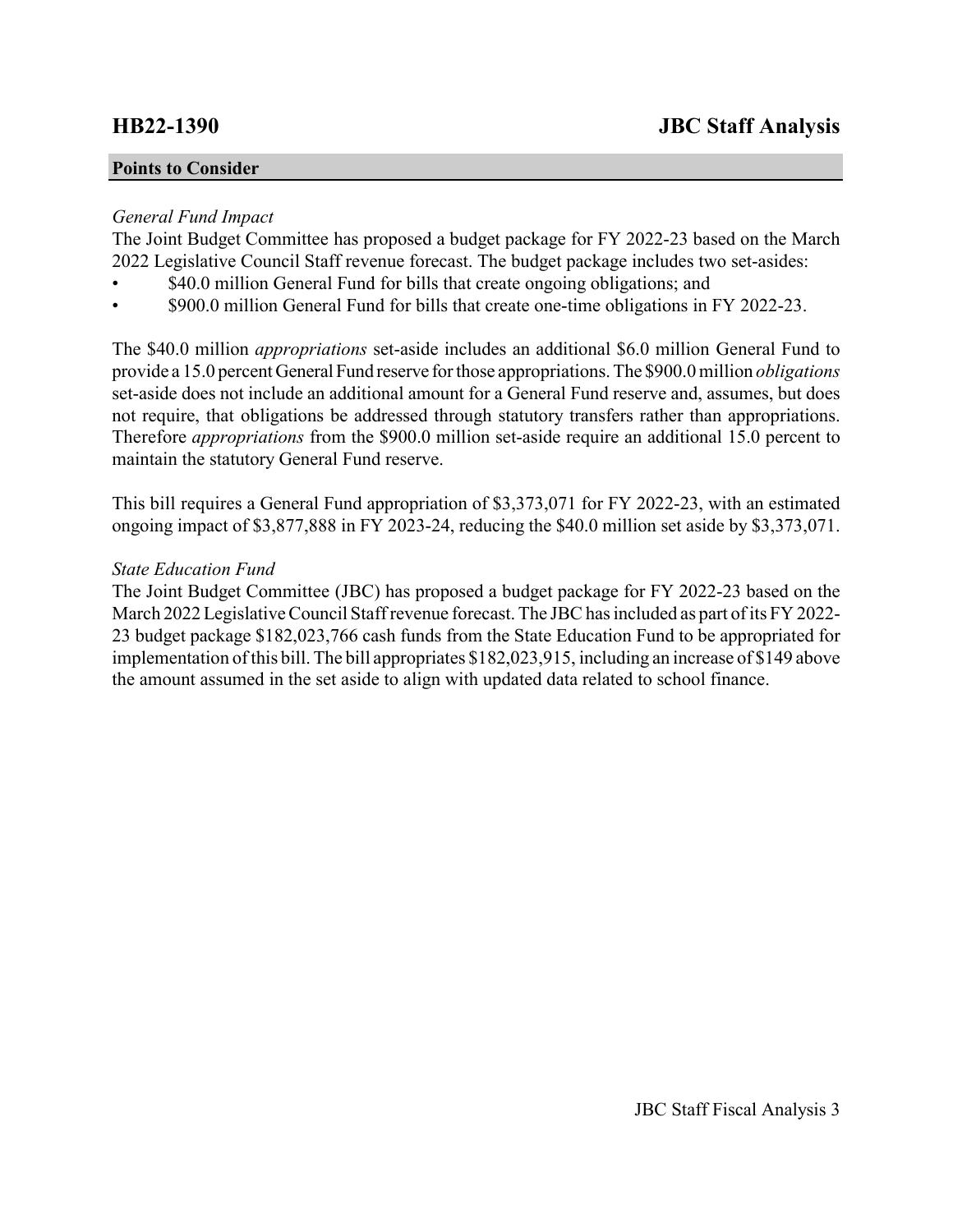## Points to Consider

*General Fund Impact*

The Joint Budget Committee has proposed a budget package for FY 2022-23 based on the March 2022 Legislative Council Staff revenue forecast. The budget package includes two set-asides:

- $40.0 million General Fund for bills that create ongoing obligations; and
- $900.0 million General Fund for bills that create one-time obligations in FY 2022-23.

The $40.0 million *appropriations* set-aside includes an additional $6.0 million General Fund to provide a 15.0 percent General Fund reserve for those appropriations. The $900.0 million *obligations* set-aside does not include an additional amount for a General Fund reserve and, assumes, but does not require, that obligations be addressed through statutory transfers rather than appropriations. Therefore *appropriations* from the $900.0 million set-aside require an additional 15.0 percent to maintain the statutory General Fund reserve.

This bill requires a General Fund appropriation of $3,373,071 for FY 2022-23, with an estimated ongoing impact of $3,877,888 in FY 2023-24, reducing the $40.0 million set aside by $3,373,071.

*State Education Fund*

The Joint Budget Committee (JBC) has proposed a budget package for FY 2022-23 based on the March 2022 Legislative Council Staff revenue forecast. The JBC has included as part of its FY 2022-23 budget package $182,023,766 cash funds from the State Education Fund to be appropriated for implementation of this bill. The bill appropriates $182,023,915, including an increase of $149 above the amount assumed in the set aside to align with updated data related to school finance.